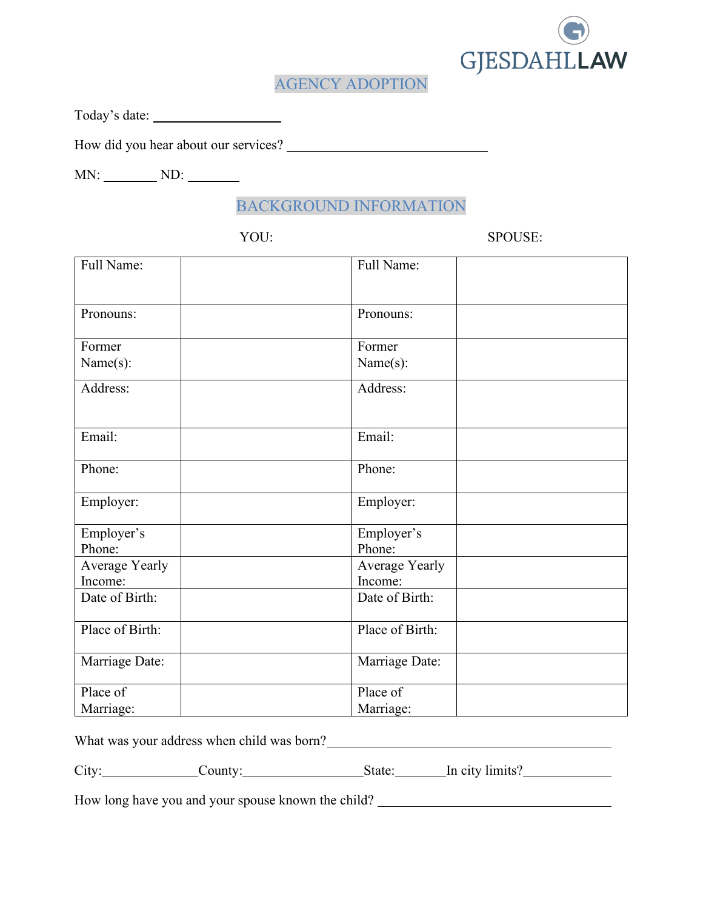GJESDAHLLAW

# AGENCY ADOPTION

Today's date: ___________________

How did you hear about our services? ______________________________

MN: ________ ND: ________

## BACKGROUND INFORMATION

| YOU: | | SPOUSE: | |
|---|---|---|---|
| Full Name: | | Full Name: | |
| Pronouns: | | Pronouns: | |
| Former Name(s): | | Former Name(s): | |
| Address: | | Address: | |
| Email: | | Email: | |
| Phone: | | Phone: | |
| Employer: | | Employer: | |
| Employer's Phone: | | Employer's Phone: | |
| Average Yearly Income: | | Average Yearly Income: | |
| Date of Birth: | | Date of Birth: | |
| Place of Birth: | | Place of Birth: | |
| Marriage Date: | | Marriage Date: | |
| Place of Marriage: | | Place of Marriage: | |

What was your address when child was born?____________________________________________

City:______________County:_________________State:_______In city limits?_____________

How long have you and your spouse known the child? ___________________________________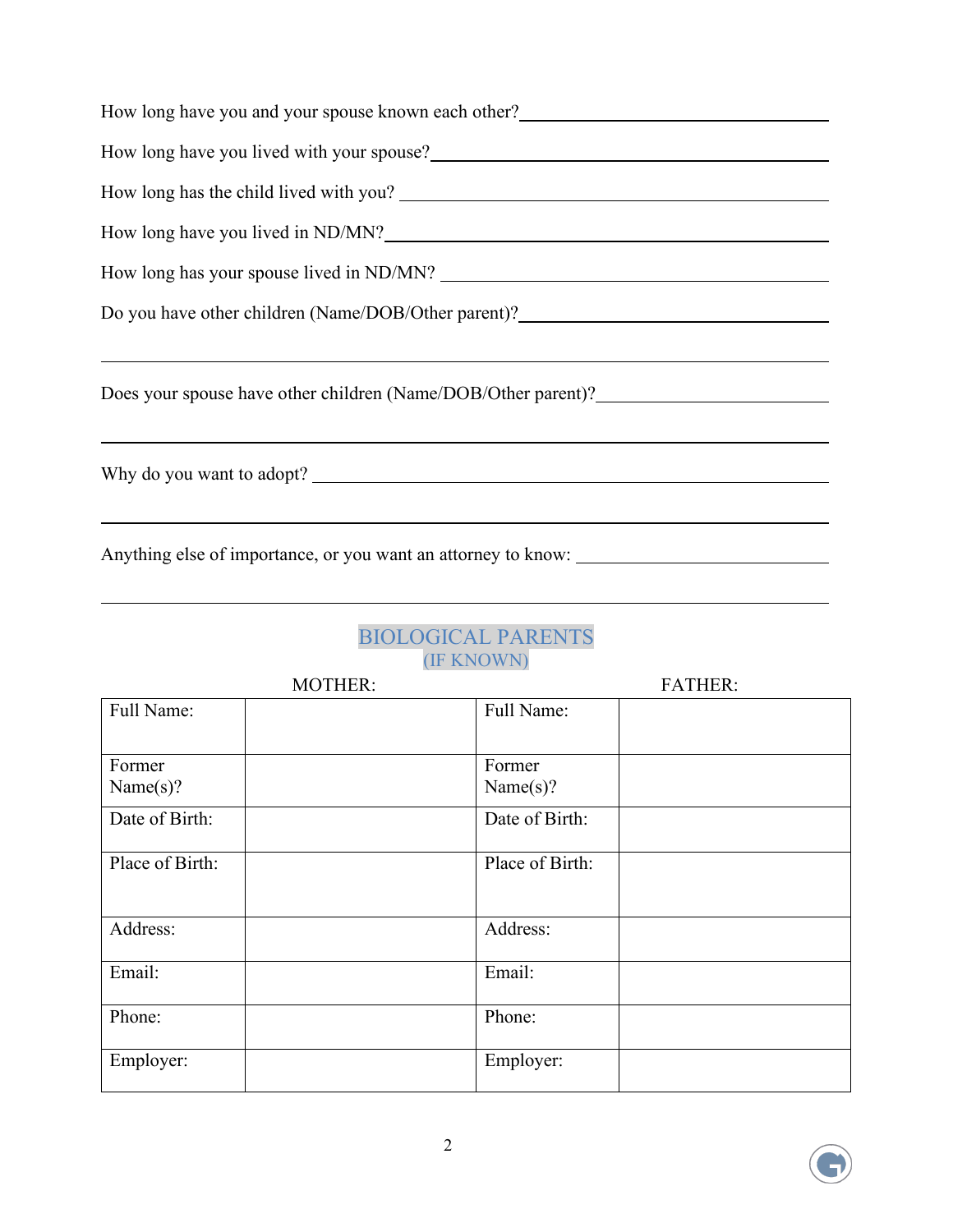How long have you and your spouse known each other? ____________________________

How long have you lived with your spouse? ____________________________

How long has the child lived with you? ____________________________

How long have you lived in ND/MN? ____________________________

How long has your spouse lived in ND/MN? ____________________________

Do you have other children (Name/DOB/Other parent)? ____________________________

____________________________________________________________

Does your spouse have other children (Name/DOB/Other parent)? ____________________________

____________________________________________________________

Why do you want to adopt? ____________________________

____________________________________________________________

Anything else of importance, or you want an attorney to know: ____________________________

____________________________________________________________

## BIOLOGICAL PARENTS
### (IF KNOWN)

| MOTHER: | | FATHER: | |
|---|---|---|---|
| Full Name: | | Full Name: | |
| Former Name(s)? | | Former Name(s)? | |
| Date of Birth: | | Date of Birth: | |
| Place of Birth: | | Place of Birth: | |
| Address: | | Address: | |
| Email: | | Email: | |
| Phone: | | Phone: | |
| Employer: | | Employer: | |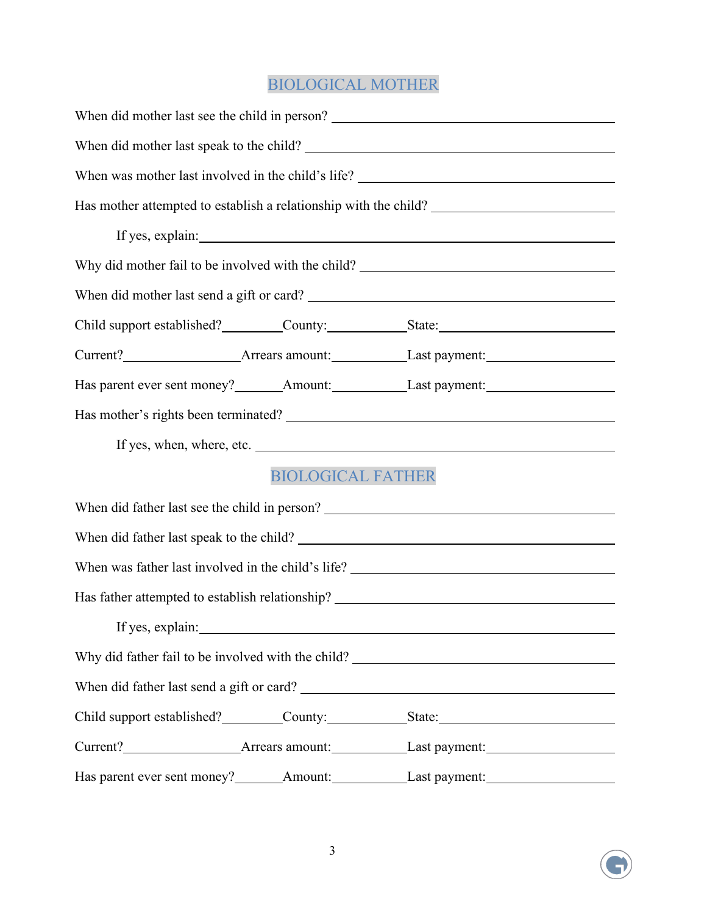## BIOLOGICAL MOTHER

When did mother last see the child in person? ______________________________

When did mother last speak to the child? ______________________________

When was mother last involved in the child's life? ______________________________

Has mother attempted to establish a relationship with the child? ______________________________

If yes, explain: ______________________________

Why did mother fail to be involved with the child? ______________________________

When did mother last send a gift or card? ______________________________

Child support established? ________ County: ___________ State: ______________________

Current? ________________ Arrears amount: ___________ Last payment: ________________

Has parent ever sent money? _______ Amount: ___________ Last payment: ________________

Has mother's rights been terminated? ______________________________

If yes, when, where, etc. ______________________________

## BIOLOGICAL FATHER

When did father last see the child in person? ______________________________

When did father last speak to the child? ______________________________

When was father last involved in the child's life? ______________________________

Has father attempted to establish relationship? ______________________________

If yes, explain: ______________________________

Why did father fail to be involved with the child? ______________________________

When did father last send a gift or card? ______________________________

Child support established? ________ County: ___________ State: ______________________

Current? ________________ Arrears amount: ___________ Last payment: ________________

Has parent ever sent money? _______ Amount: ___________ Last payment: ________________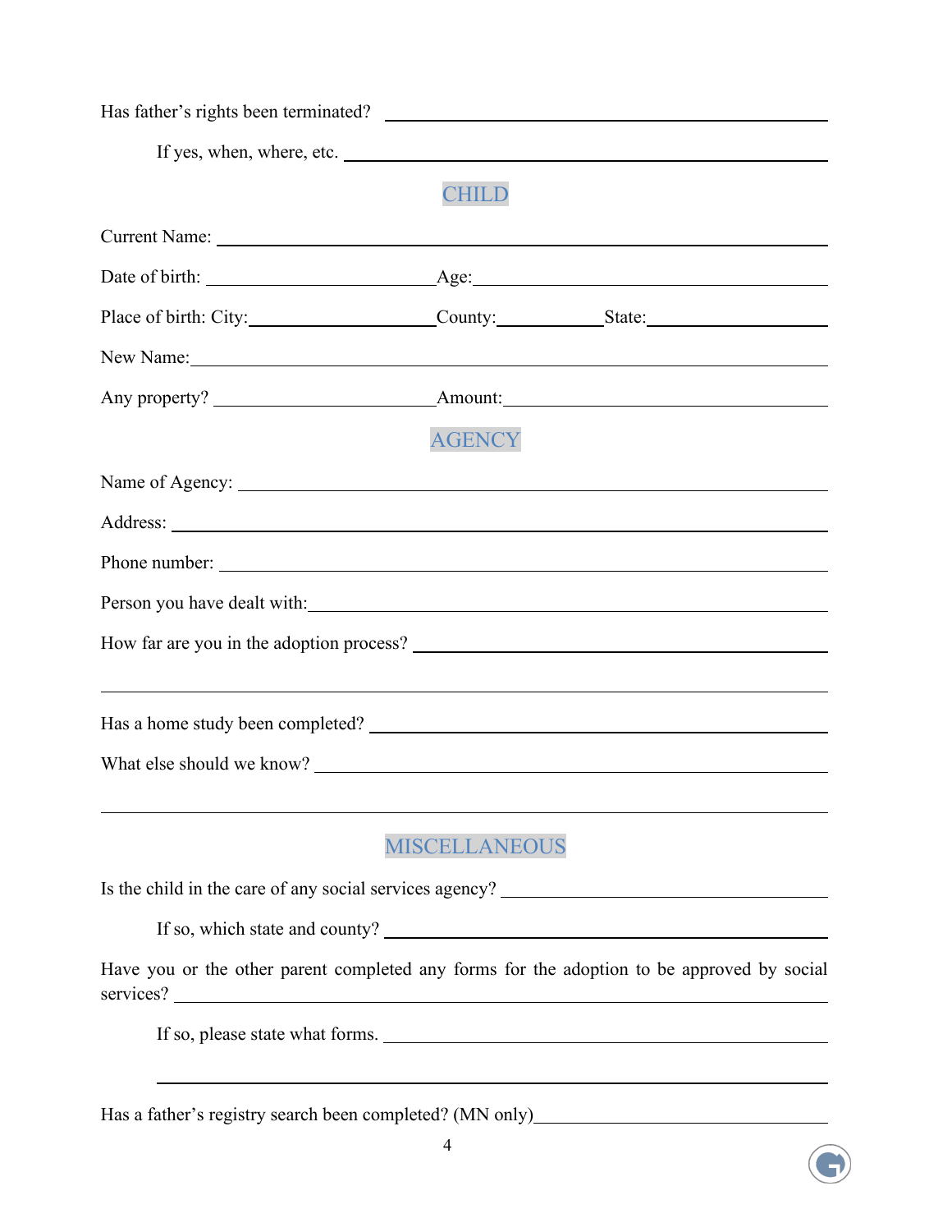Has father's rights been terminated? ______________________________

If yes, when, where, etc. ______________________________

## CHILD

Current Name: ______________________________

Date of birth: ____________ Age: ____________

Place of birth: City: ____________ County: ____________ State: ____________

New Name: ______________________________

Any property? ____________ Amount: ____________

## AGENCY

Name of Agency: ______________________________

Address: ______________________________

Phone number: ______________________________

Person you have dealt with: ______________________________

How far are you in the adoption process? ______________________________

______________________________

Has a home study been completed? ______________________________

What else should we know? ______________________________

______________________________

## MISCELLANEOUS

Is the child in the care of any social services agency? ______________________________

If so, which state and county? ______________________________

Have you or the other parent completed any forms for the adoption to be approved by social services? ______________________________

If so, please state what forms. ______________________________

______________________________

Has a father's registry search been completed? (MN only) ______________________________